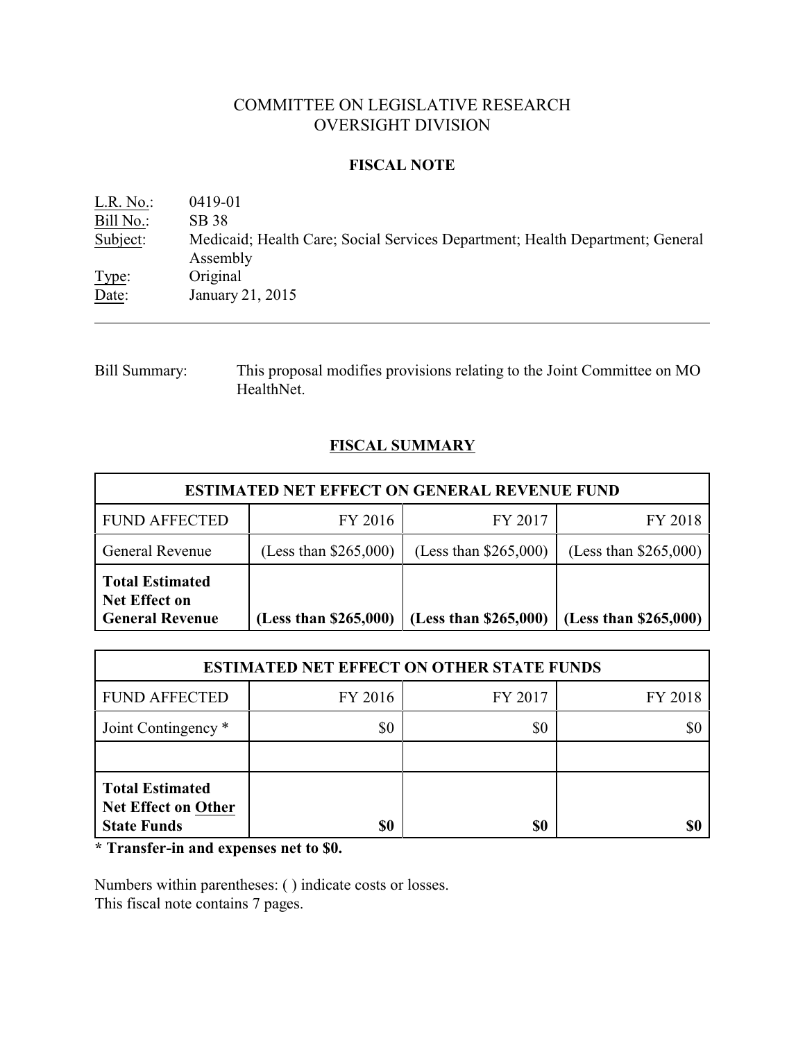# COMMITTEE ON LEGISLATIVE RESEARCH
# OVERSIGHT DIVISION

## FISCAL NOTE

L.R. No.: 0419-01
Bill No.: SB 38
Subject: Medicaid; Health Care; Social Services Department; Health Department; General Assembly
Type: Original
Date: January 21, 2015

---

Bill Summary: This proposal modifies provisions relating to the Joint Committee on MO HealthNet.

## FISCAL SUMMARY

| ESTIMATED NET EFFECT ON GENERAL REVENUE FUND | | | |
|---|---|---|---|
| FUND AFFECTED | FY 2016 | FY 2017 | FY 2018 |
| General Revenue | (Less than $265,000) | (Less than $265,000) | (Less than $265,000) |
| **Total Estimated Net Effect on General Revenue** | **(Less than $265,000)** | **(Less than $265,000)** | **(Less than $265,000)** |

| ESTIMATED NET EFFECT ON OTHER STATE FUNDS | | | |
|---|---|---|---|
| FUND AFFECTED | FY 2016 | FY 2017 | FY 2018 |
| Joint Contingency * | $0 | $0 | $0 |
| | | | |
| **Total Estimated Net Effect on Other State Funds** | **$0** | **$0** | **$0** |

**\* Transfer-in and expenses net to $0.**

Numbers within parentheses: ( ) indicate costs or losses.
This fiscal note contains 7 pages.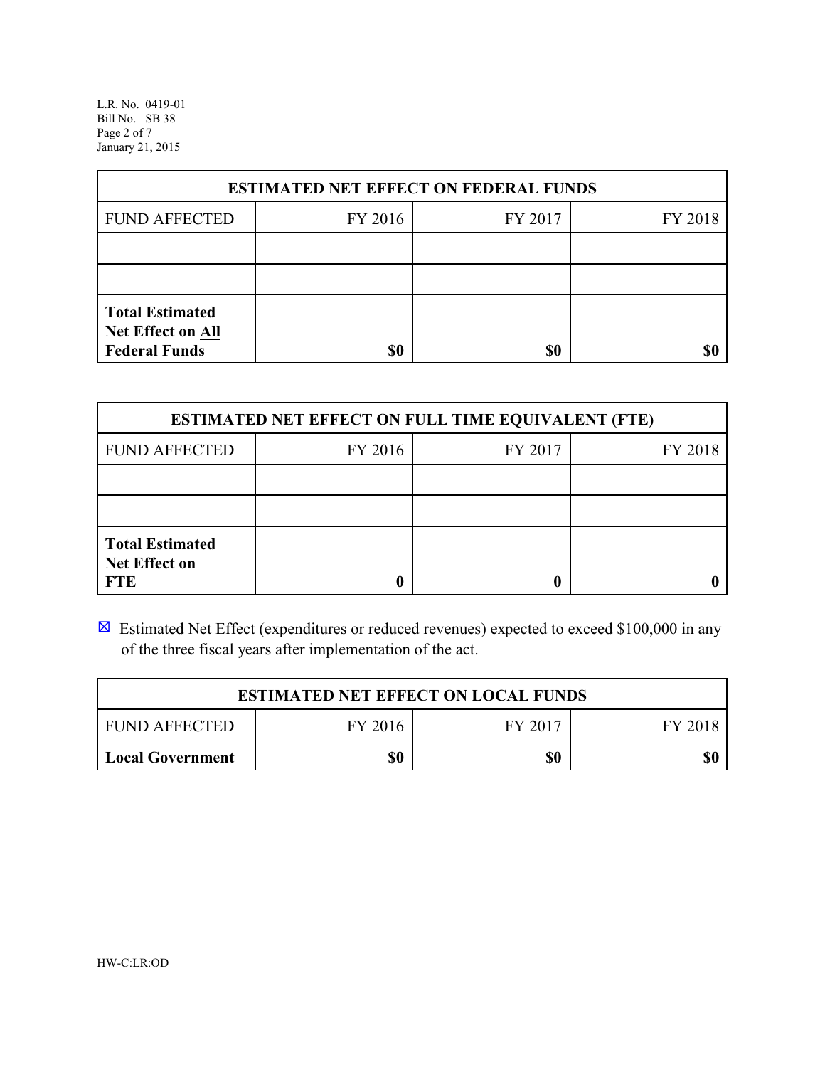| ESTIMATED NET EFFECT ON FEDERAL FUNDS | | | |
|---|---|---|---|
| FUND AFFECTED | FY 2016 | FY 2017 | FY 2018 |
| | | | |
| | | | |
| **Total Estimated Net Effect on All Federal Funds** | **$0** | **$0** | **$0** |

| ESTIMATED NET EFFECT ON FULL TIME EQUIVALENT (FTE) | | | |
|---|---|---|---|
| FUND AFFECTED | FY 2016 | FY 2017 | FY 2018 |
| | | | |
| | | | |
| **Total Estimated Net Effect on FTE** | **0** | **0** | **0** |

☒ Estimated Net Effect (expenditures or reduced revenues) expected to exceed $100,000 in any of the three fiscal years after implementation of the act.

| ESTIMATED NET EFFECT ON LOCAL FUNDS | | | |
|---|---|---|---|
| FUND AFFECTED | FY 2016 | FY 2017 | FY 2018 |
| **Local Government** | **$0** | **$0** | **$0** |

HW-C:LR:OD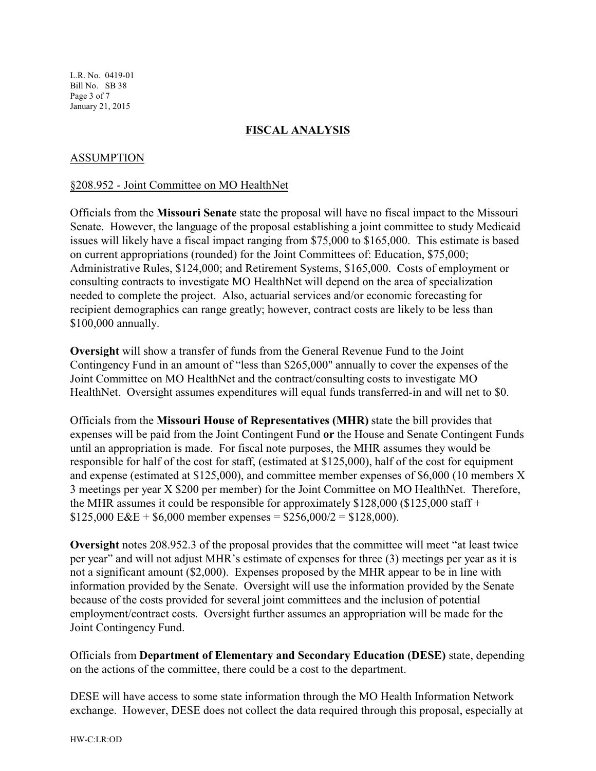## FISCAL ANALYSIS

### ASSUMPTION

§208.952 - Joint Committee on MO HealthNet

Officials from the **Missouri Senate** state the proposal will have no fiscal impact to the Missouri Senate. However, the language of the proposal establishing a joint committee to study Medicaid issues will likely have a fiscal impact ranging from $75,000 to $165,000. This estimate is based on current appropriations (rounded) for the Joint Committees of: Education, $75,000; Administrative Rules, $124,000; and Retirement Systems, $165,000. Costs of employment or consulting contracts to investigate MO HealthNet will depend on the area of specialization needed to complete the project. Also, actuarial services and/or economic forecasting for recipient demographics can range greatly; however, contract costs are likely to be less than $100,000 annually.

**Oversight** will show a transfer of funds from the General Revenue Fund to the Joint Contingency Fund in an amount of "less than $265,000" annually to cover the expenses of the Joint Committee on MO HealthNet and the contract/consulting costs to investigate MO HealthNet. Oversight assumes expenditures will equal funds transferred-in and will net to $0.

Officials from the **Missouri House of Representatives (MHR)** state the bill provides that expenses will be paid from the Joint Contingent Fund **or** the House and Senate Contingent Funds until an appropriation is made. For fiscal note purposes, the MHR assumes they would be responsible for half of the cost for staff, (estimated at $125,000), half of the cost for equipment and expense (estimated at $125,000), and committee member expenses of $6,000 (10 members X 3 meetings per year X $200 per member) for the Joint Committee on MO HealthNet. Therefore, the MHR assumes it could be responsible for approximately $128,000 ($125,000 staff + $125,000 E&E + $6,000 member expenses = $256,000/2 = $128,000).

**Oversight** notes 208.952.3 of the proposal provides that the committee will meet "at least twice per year" and will not adjust MHR's estimate of expenses for three (3) meetings per year as it is not a significant amount ($2,000). Expenses proposed by the MHR appear to be in line with information provided by the Senate. Oversight will use the information provided by the Senate because of the costs provided for several joint committees and the inclusion of potential employment/contract costs. Oversight further assumes an appropriation will be made for the Joint Contingency Fund.

Officials from **Department of Elementary and Secondary Education (DESE)** state, depending on the actions of the committee, there could be a cost to the department.

DESE will have access to some state information through the MO Health Information Network exchange. However, DESE does not collect the data required through this proposal, especially at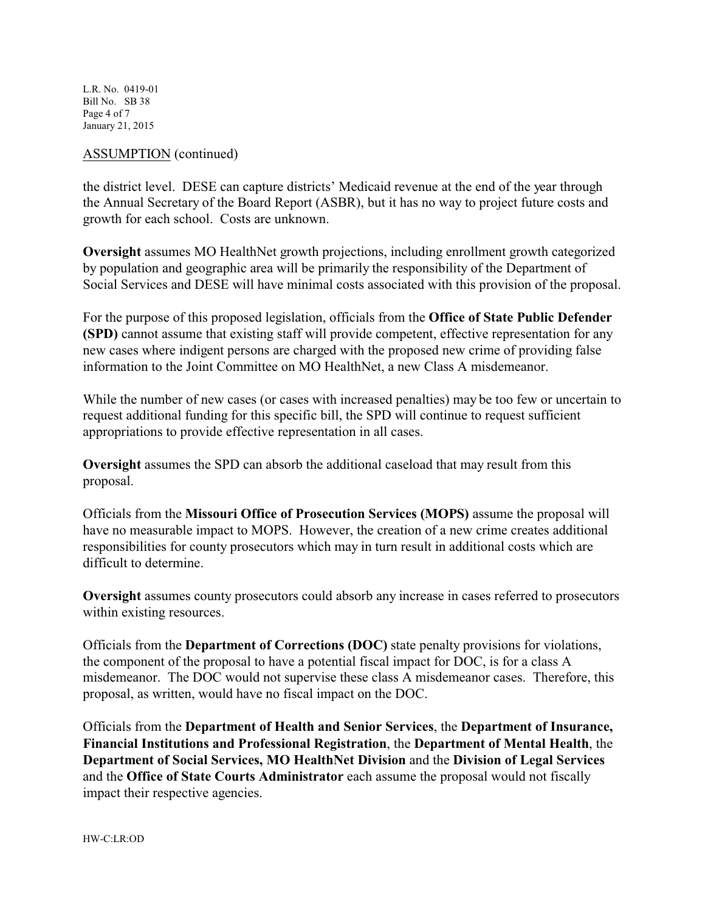ASSUMPTION (continued)

the district level. DESE can capture districts' Medicaid revenue at the end of the year through the Annual Secretary of the Board Report (ASBR), but it has no way to project future costs and growth for each school. Costs are unknown.

**Oversight** assumes MO HealthNet growth projections, including enrollment growth categorized by population and geographic area will be primarily the responsibility of the Department of Social Services and DESE will have minimal costs associated with this provision of the proposal.

For the purpose of this proposed legislation, officials from the **Office of State Public Defender (SPD)** cannot assume that existing staff will provide competent, effective representation for any new cases where indigent persons are charged with the proposed new crime of providing false information to the Joint Committee on MO HealthNet, a new Class A misdemeanor.

While the number of new cases (or cases with increased penalties) may be too few or uncertain to request additional funding for this specific bill, the SPD will continue to request sufficient appropriations to provide effective representation in all cases.

**Oversight** assumes the SPD can absorb the additional caseload that may result from this proposal.

Officials from the **Missouri Office of Prosecution Services (MOPS)** assume the proposal will have no measurable impact to MOPS. However, the creation of a new crime creates additional responsibilities for county prosecutors which may in turn result in additional costs which are difficult to determine.

**Oversight** assumes county prosecutors could absorb any increase in cases referred to prosecutors within existing resources.

Officials from the **Department of Corrections (DOC)** state penalty provisions for violations, the component of the proposal to have a potential fiscal impact for DOC, is for a class A misdemeanor. The DOC would not supervise these class A misdemeanor cases. Therefore, this proposal, as written, would have no fiscal impact on the DOC.

Officials from the **Department of Health and Senior Services**, the **Department of Insurance, Financial Institutions and Professional Registration**, the **Department of Mental Health**, the **Department of Social Services, MO HealthNet Division** and the **Division of Legal Services** and the **Office of State Courts Administrator** each assume the proposal would not fiscally impact their respective agencies.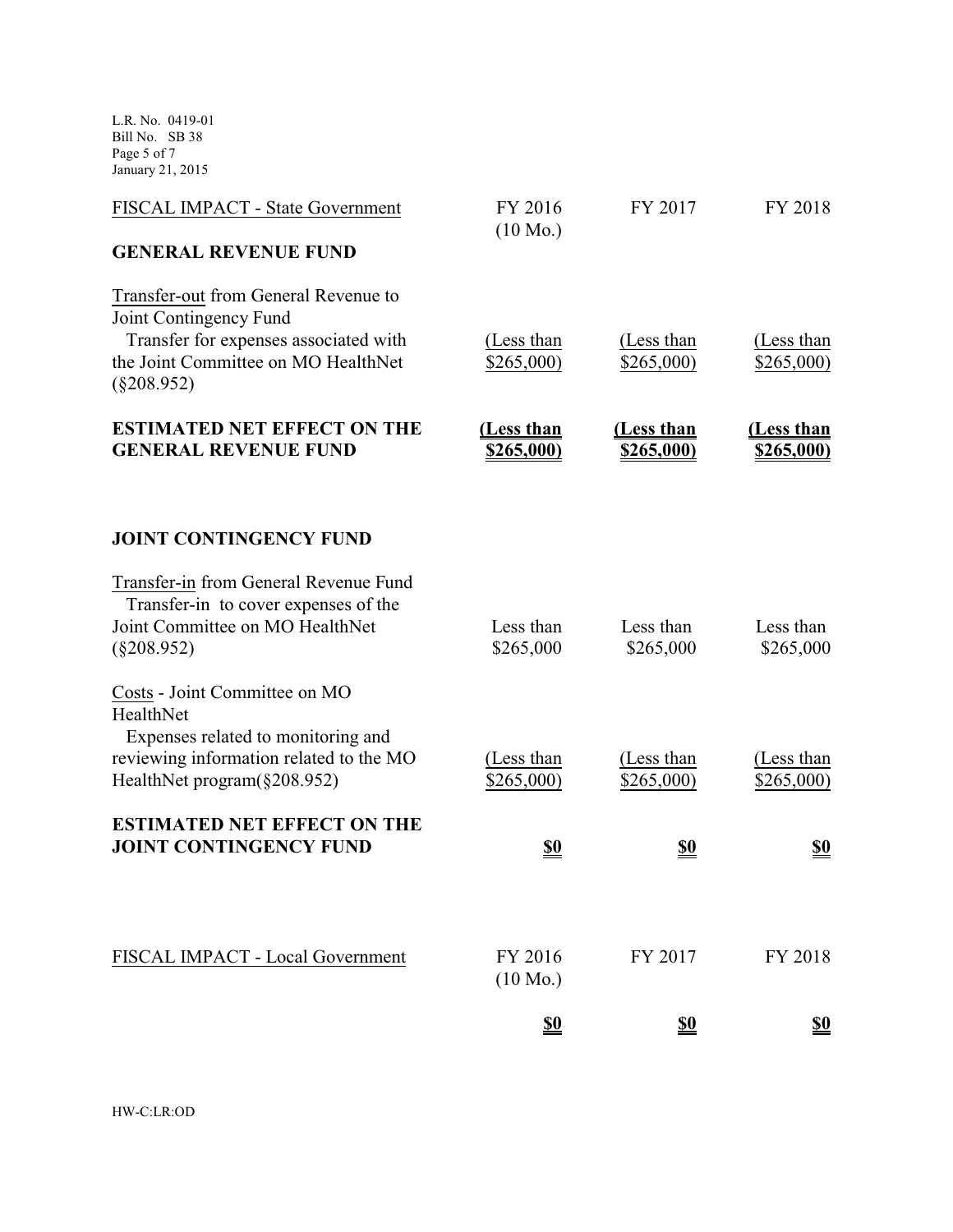| FISCAL IMPACT - State Government | FY 2016 (10 Mo.) | FY 2017 | FY 2018 |
|---|---|---|---|
| **GENERAL REVENUE FUND** | | | |
| Transfer-out from General Revenue to Joint Contingency Fund | | | |
| Transfer for expenses associated with the Joint Committee on MO HealthNet (§208.952) | (Less than $265,000) | (Less than $265,000) | (Less than $265,000) |
| **ESTIMATED NET EFFECT ON THE GENERAL REVENUE FUND** | **(Less than $265,000)** | **(Less than $265,000)** | **(Less than $265,000)** |
| | | | |
| **JOINT CONTINGENCY FUND** | | | |
| Transfer-in from General Revenue Fund | | | |
| Transfer-in to cover expenses of the Joint Committee on MO HealthNet (§208.952) | Less than $265,000 | Less than $265,000 | Less than $265,000 |
| Costs - Joint Committee on MO HealthNet | | | |
| Expenses related to monitoring and reviewing information related to the MO HealthNet program(§208.952) | (Less than $265,000) | (Less than $265,000) | (Less than $265,000) |
| **ESTIMATED NET EFFECT ON THE JOINT CONTINGENCY FUND** | **$0** | **$0** | **$0** |

| FISCAL IMPACT - Local Government | FY 2016 (10 Mo.) | FY 2017 | FY 2018 |
|---|---|---|---|
| | **$0** | **$0** | **$0** |

HW-C:LR:OD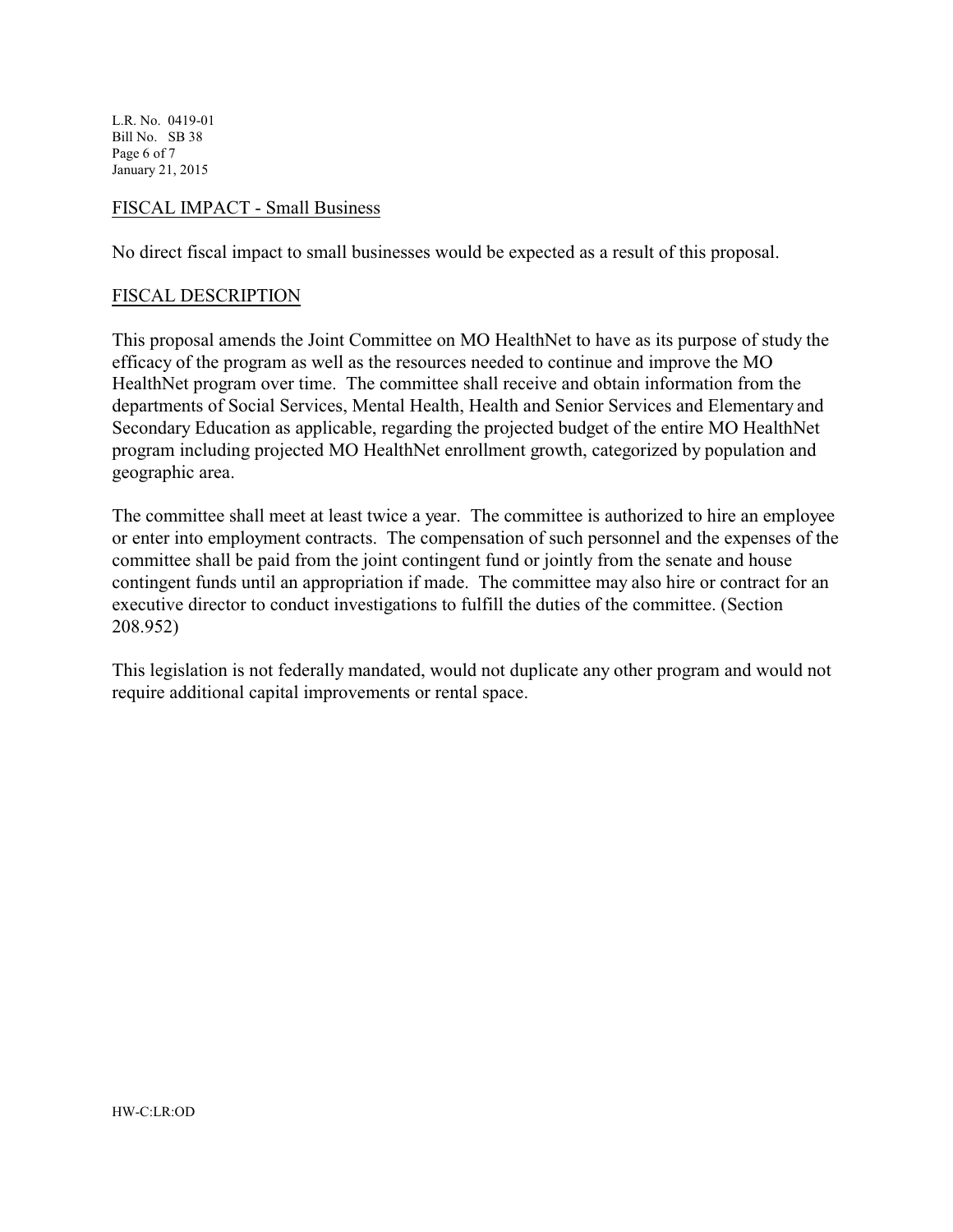## FISCAL IMPACT - Small Business

No direct fiscal impact to small businesses would be expected as a result of this proposal.

## FISCAL DESCRIPTION

This proposal amends the Joint Committee on MO HealthNet to have as its purpose of study the efficacy of the program as well as the resources needed to continue and improve the MO HealthNet program over time. The committee shall receive and obtain information from the departments of Social Services, Mental Health, Health and Senior Services and Elementary and Secondary Education as applicable, regarding the projected budget of the entire MO HealthNet program including projected MO HealthNet enrollment growth, categorized by population and geographic area.

The committee shall meet at least twice a year. The committee is authorized to hire an employee or enter into employment contracts. The compensation of such personnel and the expenses of the committee shall be paid from the joint contingent fund or jointly from the senate and house contingent funds until an appropriation if made. The committee may also hire or contract for an executive director to conduct investigations to fulfill the duties of the committee. (Section 208.952)

This legislation is not federally mandated, would not duplicate any other program and would not require additional capital improvements or rental space.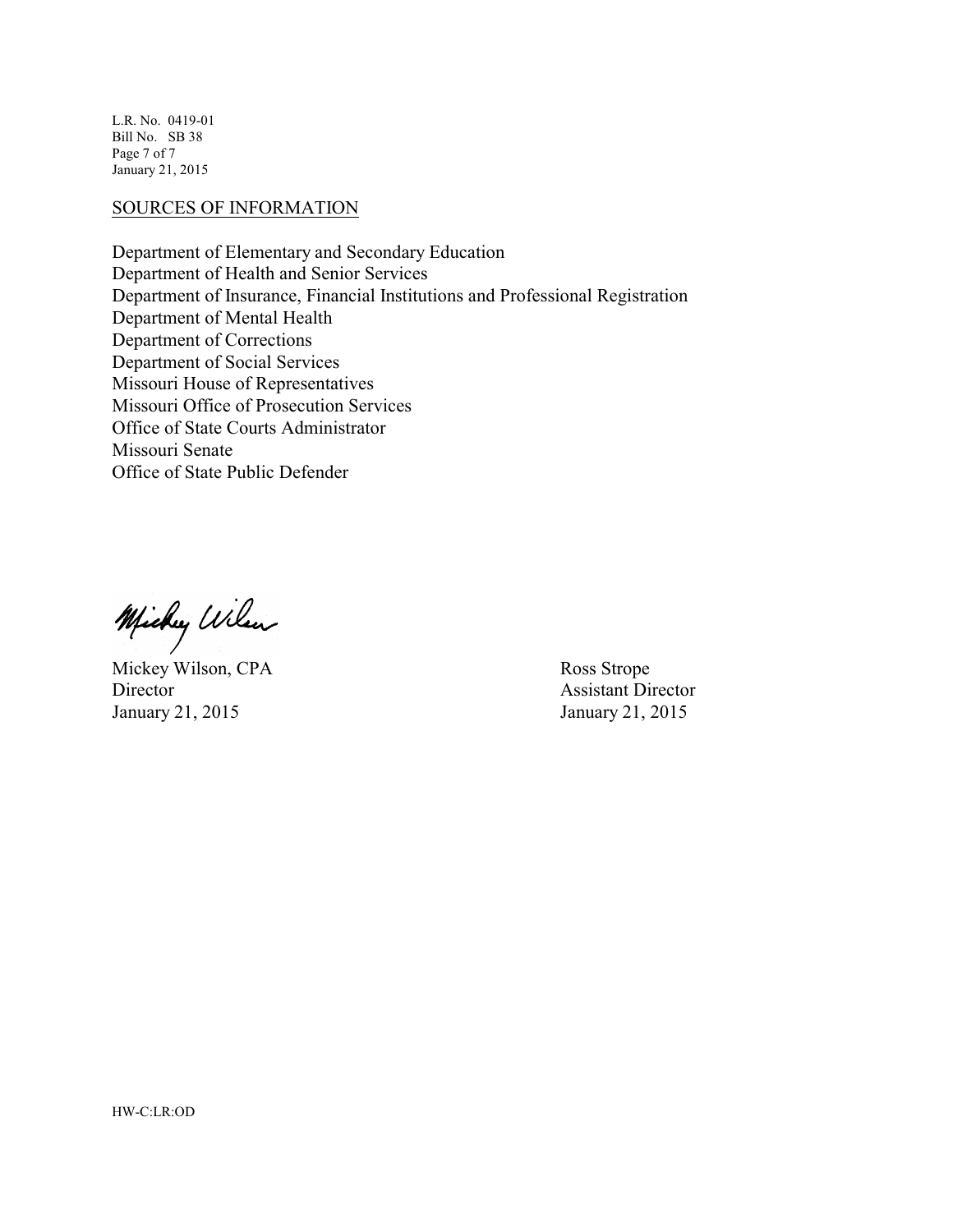## SOURCES OF INFORMATION

Department of Elementary and Secondary Education
Department of Health and Senior Services
Department of Insurance, Financial Institutions and Professional Registration
Department of Mental Health
Department of Corrections
Department of Social Services
Missouri House of Representatives
Missouri Office of Prosecution Services
Office of State Courts Administrator
Missouri Senate
Office of State Public Defender

Mickey Wilson, CPA
Director
January 21, 2015

Ross Strope
Assistant Director
January 21, 2015

HW-C:LR:OD